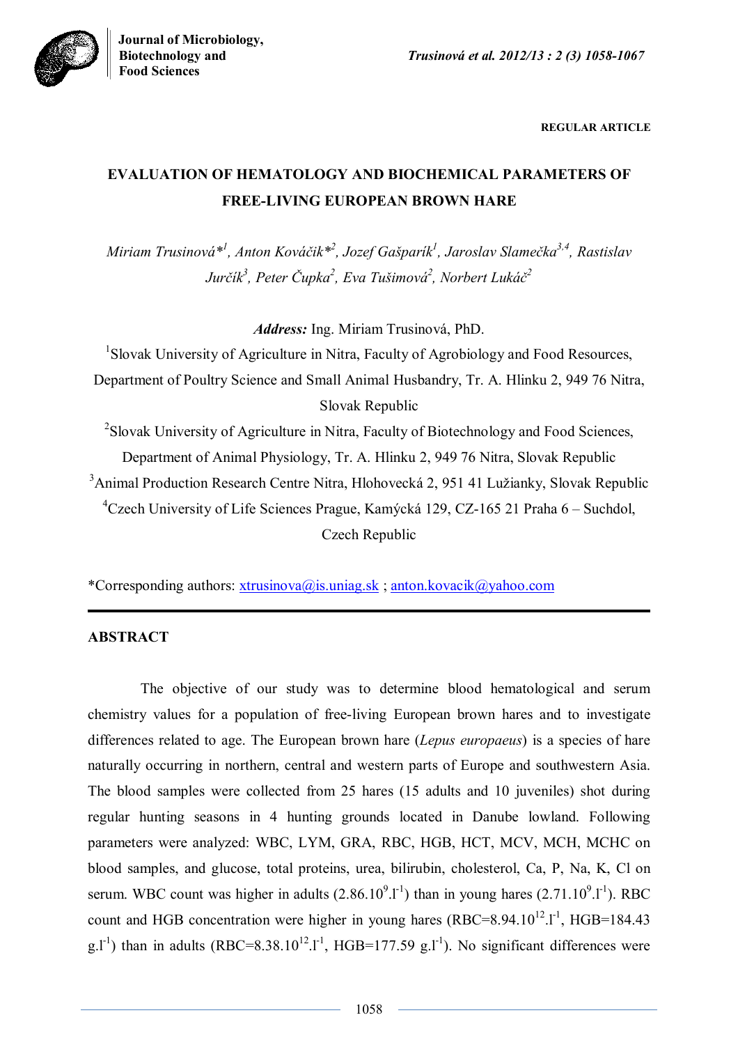REGULAR ARTICLE

# EVALUATION OF HEMATOLOGY AND BIOCHEMICAL PARAMETERS OF FREE-LIVING EUROPEAN BROWN HARE

*Miriam Trusinová*[1], Anton Kováčik*[2], Jozef Gašparík[1], Jaroslav Slamečka[3,4], Rastislav Jurčík[3], Peter Čupka[2], Eva Tušimová[2], Norbert Lukáč[2]*

***Address:*** Ing. Miriam Trusinová, PhD.

[1]Slovak University of Agriculture in Nitra, Faculty of Agrobiology and Food Resources, Department of Poultry Science and Small Animal Husbandry, Tr. A. Hlinku 2, 949 76 Nitra, Slovak Republic

[2]Slovak University of Agriculture in Nitra, Faculty of Biotechnology and Food Sciences, Department of Animal Physiology, Tr. A. Hlinku 2, 949 76 Nitra, Slovak Republic

[3]Animal Production Research Centre Nitra, Hlohovecká 2, 951 41 Lužianky, Slovak Republic

[4]Czech University of Life Sciences Prague, Kamýcká 129, CZ-165 21 Praha 6 – Suchdol, Czech Republic

*Corresponding authors: xtrusinova@is.uniag.sk ; anton.kovacik@yahoo.com

## ABSTRACT

The objective of our study was to determine blood hematological and serum chemistry values for a population of free-living European brown hares and to investigate differences related to age. The European brown hare (*Lepus europaeus*) is a species of hare naturally occurring in northern, central and western parts of Europe and southwestern Asia. The blood samples were collected from 25 hares (15 adults and 10 juveniles) shot during regular hunting seasons in 4 hunting grounds located in Danube lowland. Following parameters were analyzed: WBC, LYM, GRA, RBC, HGB, HCT, MCV, MCH, MCHC on blood samples, and glucose, total proteins, urea, bilirubin, cholesterol, Ca, P, Na, K, Cl on serum. WBC count was higher in adults ($2.86.10^{9}.l^{-1}$) than in young hares ($2.71.10^{9}.l^{-1}$). RBC count and HGB concentration were higher in young hares (RBC=$8.94.10^{12}.l^{-1}$, HGB=184.43 $g.l^{-1}$) than in adults (RBC=$8.38.10^{12}.l^{-1}$, HGB=177.59 $g.l^{-1}$). No significant differences were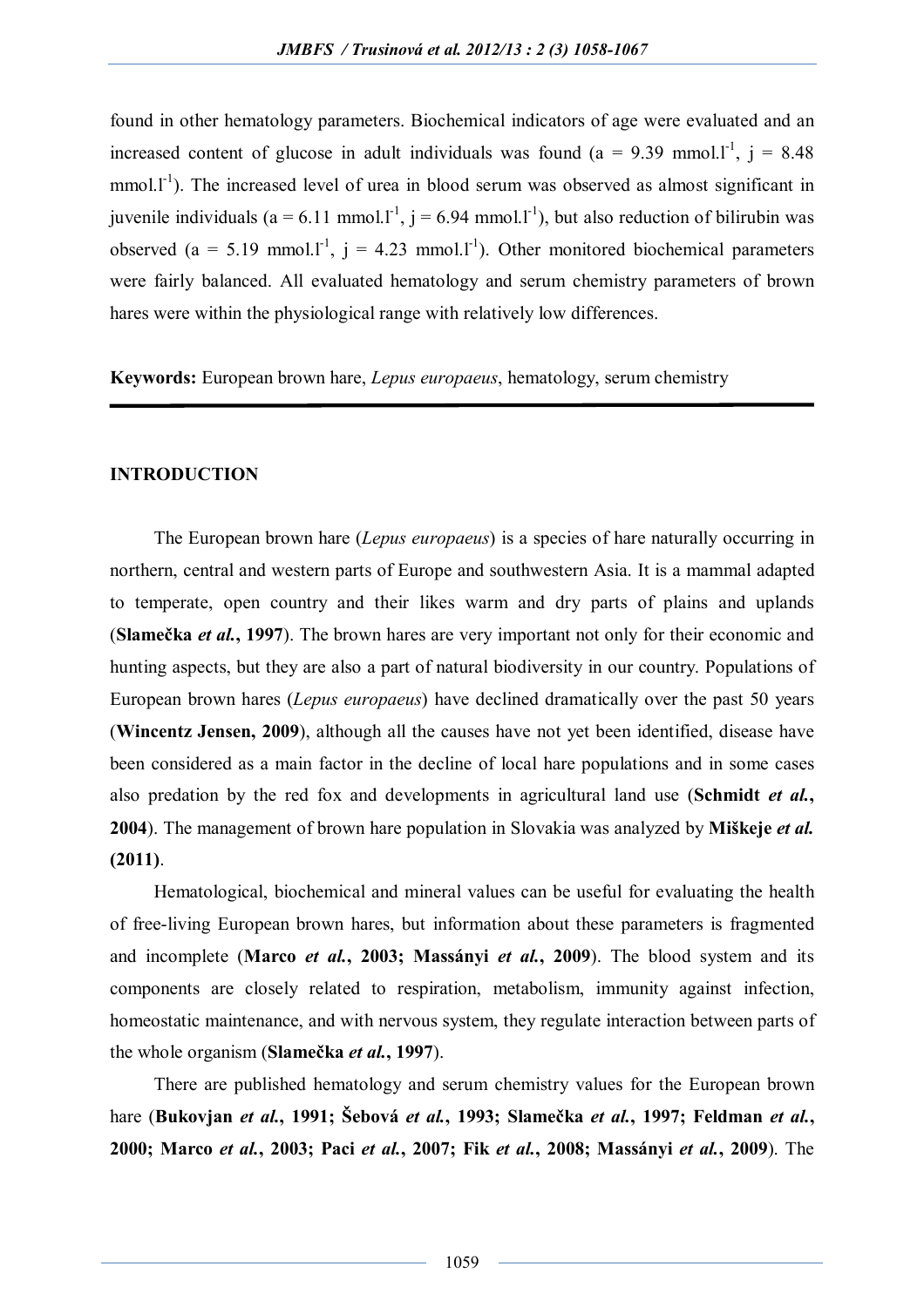found in other hematology parameters. Biochemical indicators of age were evaluated and an increased content of glucose in adult individuals was found (a = 9.39 $mmol.l^{-1}$, j = 8.48 $mmol.l^{-1}$). The increased level of urea in blood serum was observed as almost significant in juvenile individuals (a = 6.11 $mmol.l^{-1}$, j = 6.94 $mmol.l^{-1}$), but also reduction of bilirubin was observed (a = 5.19 $mmol.l^{-1}$, j = 4.23 $mmol.l^{-1}$). Other monitored biochemical parameters were fairly balanced. All evaluated hematology and serum chemistry parameters of brown hares were within the physiological range with relatively low differences.

**Keywords:** European brown hare, *Lepus europaeus*, hematology, serum chemistry

## INTRODUCTION

The European brown hare (*Lepus europaeus*) is a species of hare naturally occurring in northern, central and western parts of Europe and southwestern Asia. It is a mammal adapted to temperate, open country and their likes warm and dry parts of plains and uplands (**Slamečka *et al.*, 1997**). The brown hares are very important not only for their economic and hunting aspects, but they are also a part of natural biodiversity in our country. Populations of European brown hares (*Lepus europaeus*) have declined dramatically over the past 50 years (**Wincentz Jensen, 2009**), although all the causes have not yet been identified, disease have been considered as a main factor in the decline of local hare populations and in some cases also predation by the red fox and developments in agricultural land use (**Schmidt *et al.*, 2004**). The management of brown hare population in Slovakia was analyzed by **Miškeje *et al.* (2011)**.

Hematological, biochemical and mineral values can be useful for evaluating the health of free-living European brown hares, but information about these parameters is fragmented and incomplete (**Marco *et al.*, 2003; Massányi *et al.*, 2009**). The blood system and its components are closely related to respiration, metabolism, immunity against infection, homeostatic maintenance, and with nervous system, they regulate interaction between parts of the whole organism (**Slamečka *et al.*, 1997**).

There are published hematology and serum chemistry values for the European brown hare (**Bukovjan *et al.*, 1991; Šebová *et al.*, 1993; Slamečka *et al.*, 1997; Feldman *et al.*, 2000; Marco *et al.*, 2003; Paci *et al.*, 2007; Fik *et al.*, 2008; Massányi *et al.*, 2009**). The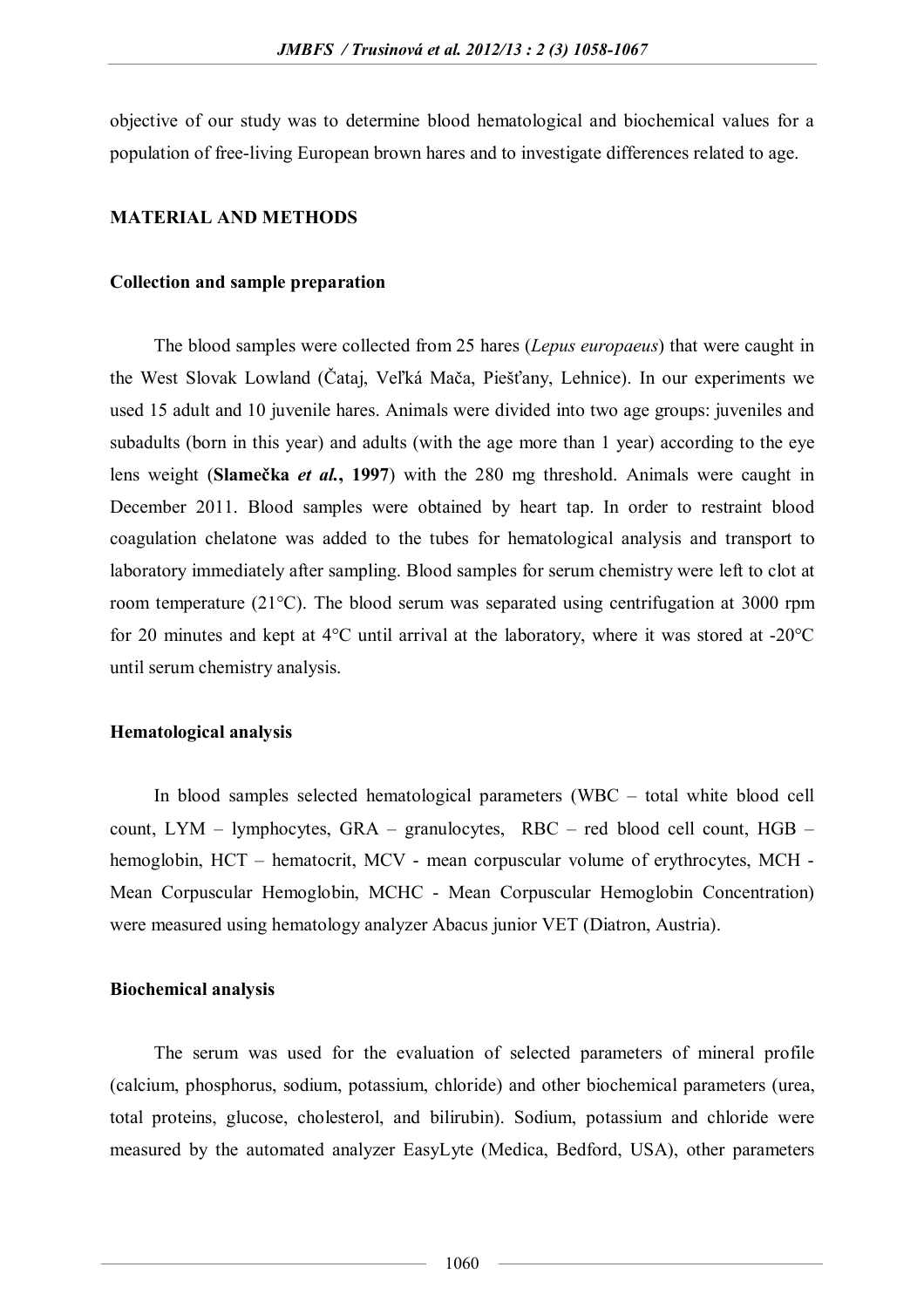objective of our study was to determine blood hematological and biochemical values for a population of free-living European brown hares and to investigate differences related to age.

## MATERIAL AND METHODS

### Collection and sample preparation

The blood samples were collected from 25 hares (*Lepus europaeus*) that were caught in the West Slovak Lowland (Čataj, Veľká Mača, Piešťany, Lehnice). In our experiments we used 15 adult and 10 juvenile hares. Animals were divided into two age groups: juveniles and subadults (born in this year) and adults (with the age more than 1 year) according to the eye lens weight (**Slamečka *et al.*, 1997**) with the 280 mg threshold. Animals were caught in December 2011. Blood samples were obtained by heart tap. In order to restraint blood coagulation chelatone was added to the tubes for hematological analysis and transport to laboratory immediately after sampling. Blood samples for serum chemistry were left to clot at room temperature (21°C). The blood serum was separated using centrifugation at 3000 rpm for 20 minutes and kept at 4°C until arrival at the laboratory, where it was stored at -20°C until serum chemistry analysis.

### Hematological analysis

In blood samples selected hematological parameters (WBC – total white blood cell count, LYM – lymphocytes, GRA – granulocytes, RBC – red blood cell count, HGB – hemoglobin, HCT – hematocrit, MCV - mean corpuscular volume of erythrocytes, MCH - Mean Corpuscular Hemoglobin, MCHC - Mean Corpuscular Hemoglobin Concentration) were measured using hematology analyzer Abacus junior VET (Diatron, Austria).

### Biochemical analysis

The serum was used for the evaluation of selected parameters of mineral profile (calcium, phosphorus, sodium, potassium, chloride) and other biochemical parameters (urea, total proteins, glucose, cholesterol, and bilirubin). Sodium, potassium and chloride were measured by the automated analyzer EasyLyte (Medica, Bedford, USA), other parameters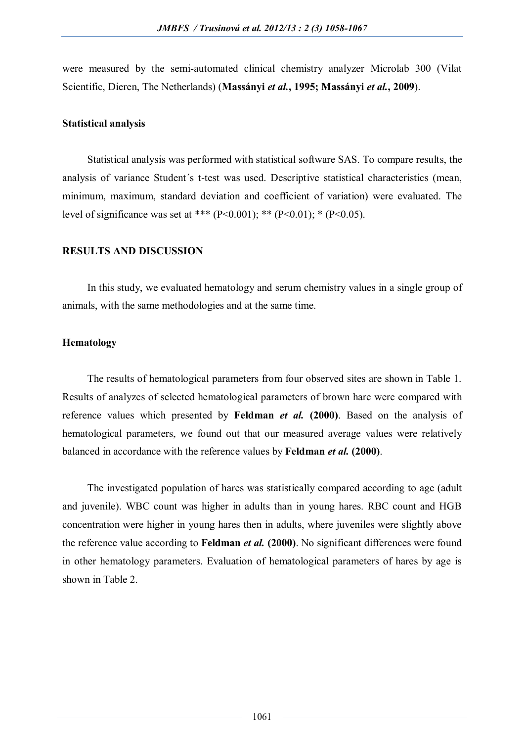were measured by the semi-automated clinical chemistry analyzer Microlab 300 (Vilat Scientific, Dieren, The Netherlands) (**Massányi *et al.*, 1995; Massányi *et al.*, 2009**).

### Statistical analysis

Statistical analysis was performed with statistical software SAS. To compare results, the analysis of variance Student´s t-test was used. Descriptive statistical characteristics (mean, minimum, maximum, standard deviation and coefficient of variation) were evaluated. The level of significance was set at *** ($P<0.001$); ** ($P<0.01$); * ($P<0.05$).

## RESULTS AND DISCUSSION

In this study, we evaluated hematology and serum chemistry values in a single group of animals, with the same methodologies and at the same time.

### Hematology

The results of hematological parameters from four observed sites are shown in Table 1. Results of analyzes of selected hematological parameters of brown hare were compared with reference values which presented by **Feldman *et al.* (2000)**. Based on the analysis of hematological parameters, we found out that our measured average values were relatively balanced in accordance with the reference values by **Feldman *et al.* (2000)**.

The investigated population of hares was statistically compared according to age (adult and juvenile). WBC count was higher in adults than in young hares. RBC count and HGB concentration were higher in young hares then in adults, where juveniles were slightly above the reference value according to **Feldman *et al.* (2000)**. No significant differences were found in other hematology parameters. Evaluation of hematological parameters of hares by age is shown in Table 2.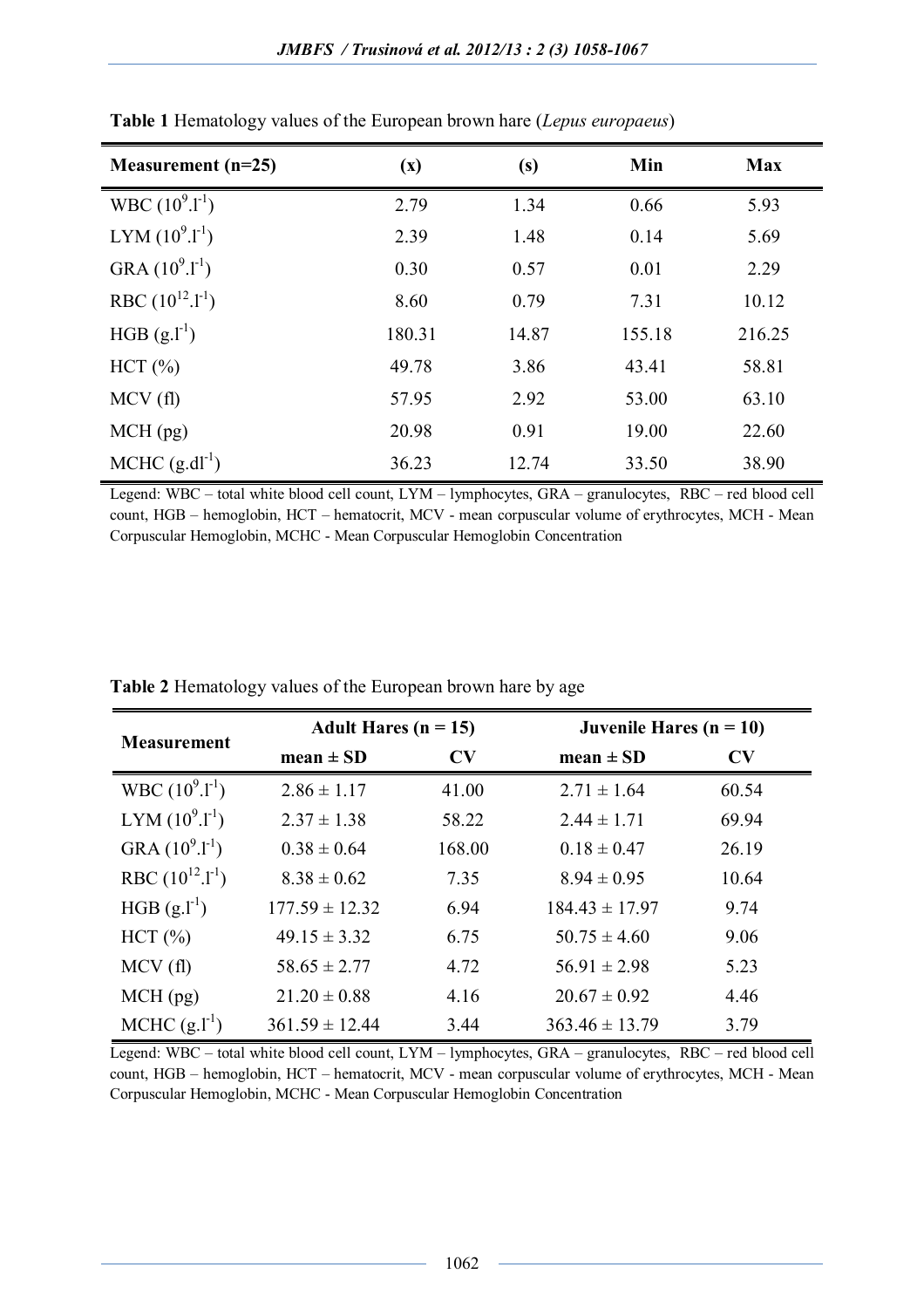**Table 1** Hematology values of the European brown hare (*Lepus europaeus*)

| Measurement (n=25) | (x) | (s) | Min | Max |
|---|---|---|---|---|
| WBC ($10^9.l^{-1}$) | 2.79 | 1.34 | 0.66 | 5.93 |
| LYM ($10^9.l^{-1}$) | 2.39 | 1.48 | 0.14 | 5.69 |
| GRA ($10^9.l^{-1}$) | 0.30 | 0.57 | 0.01 | 2.29 |
| RBC ($10^{12}.l^{-1}$) | 8.60 | 0.79 | 7.31 | 10.12 |
| HGB ($g.l^{-1}$) | 180.31 | 14.87 | 155.18 | 216.25 |
| HCT (%) | 49.78 | 3.86 | 43.41 | 58.81 |
| MCV (fl) | 57.95 | 2.92 | 53.00 | 63.10 |
| MCH (pg) | 20.98 | 0.91 | 19.00 | 22.60 |
| MCHC ($g.dl^{-1}$) | 36.23 | 12.74 | 33.50 | 38.90 |

Legend: WBC – total white blood cell count, LYM – lymphocytes, GRA – granulocytes, RBC – red blood cell count, HGB – hemoglobin, HCT – hematocrit, MCV - mean corpuscular volume of erythrocytes, MCH - Mean Corpuscular Hemoglobin, MCHC - Mean Corpuscular Hemoglobin Concentration

**Table 2** Hematology values of the European brown hare by age

| Measurement | Adult Hares (n = 15) | | Juvenile Hares (n = 10) | |
|---|---|---|---|---|
| | mean ± SD | CV | mean ± SD | CV |
| WBC ($10^9.l^{-1}$) | 2.86 ± 1.17 | 41.00 | 2.71 ± 1.64 | 60.54 |
| LYM ($10^9.l^{-1}$) | 2.37 ± 1.38 | 58.22 | 2.44 ± 1.71 | 69.94 |
| GRA ($10^9.l^{-1}$) | 0.38 ± 0.64 | 168.00 | 0.18 ± 0.47 | 26.19 |
| RBC ($10^{12}.l^{-1}$) | 8.38 ± 0.62 | 7.35 | 8.94 ± 0.95 | 10.64 |
| HGB ($g.l^{-1}$) | 177.59 ± 12.32 | 6.94 | 184.43 ± 17.97 | 9.74 |
| HCT (%) | 49.15 ± 3.32 | 6.75 | 50.75 ± 4.60 | 9.06 |
| MCV (fl) | 58.65 ± 2.77 | 4.72 | 56.91 ± 2.98 | 5.23 |
| MCH (pg) | 21.20 ± 0.88 | 4.16 | 20.67 ± 0.92 | 4.46 |
| MCHC ($g.l^{-1}$) | 361.59 ± 12.44 | 3.44 | 363.46 ± 13.79 | 3.79 |

Legend: WBC – total white blood cell count, LYM – lymphocytes, GRA – granulocytes, RBC – red blood cell count, HGB – hemoglobin, HCT – hematocrit, MCV - mean corpuscular volume of erythrocytes, MCH - Mean Corpuscular Hemoglobin, MCHC - Mean Corpuscular Hemoglobin Concentration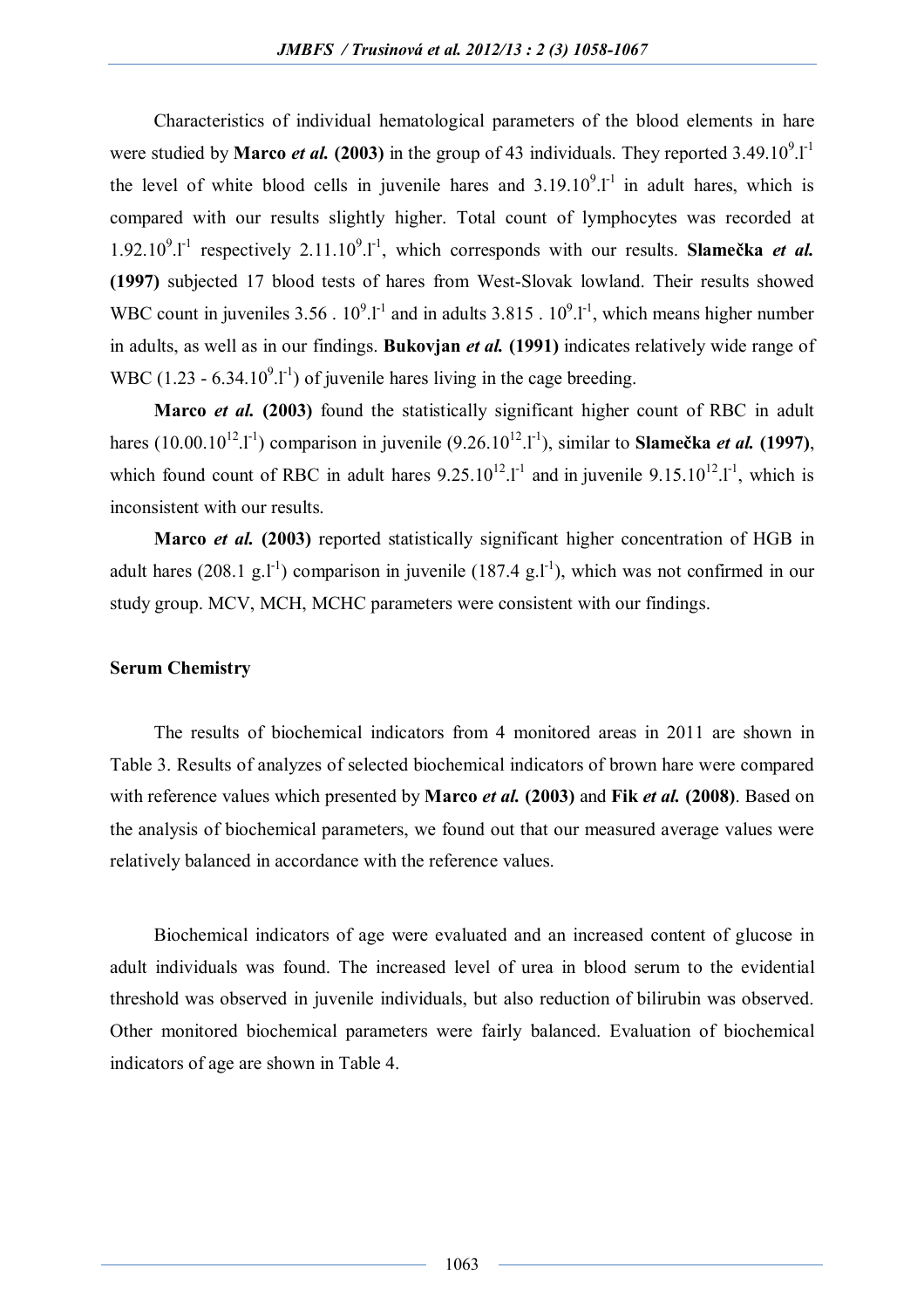Characteristics of individual hematological parameters of the blood elements in hare were studied by **Marco *et al.* (2003)** in the group of 43 individuals. They reported $3.49.10^{9}.l^{-1}$ the level of white blood cells in juvenile hares and $3.19.10^{9}.l^{-1}$ in adult hares, which is compared with our results slightly higher. Total count of lymphocytes was recorded at $1.92.10^{9}.l^{-1}$ respectively $2.11.10^{9}.l^{-1}$, which corresponds with our results. **Slamečka *et al.* (1997)** subjected 17 blood tests of hares from West-Slovak lowland. Their results showed WBC count in juveniles $3.56 . 10^{9}.l^{-1}$ and in adults $3.815 . 10^{9}.l^{-1}$, which means higher number in adults, as well as in our findings. **Bukovjan *et al.* (1991)** indicates relatively wide range of WBC ($1.23 - 6.34.10^{9}.l^{-1}$) of juvenile hares living in the cage breeding.

**Marco *et al.* (2003)** found the statistically significant higher count of RBC in adult hares ($10.00.10^{12}.l^{-1}$) comparison in juvenile ($9.26.10^{12}.l^{-1}$), similar to **Slamečka *et al.* (1997)**, which found count of RBC in adult hares $9.25.10^{12}.l^{-1}$ and in juvenile $9.15.10^{12}.l^{-1}$, which is inconsistent with our results.

**Marco *et al.* (2003)** reported statistically significant higher concentration of HGB in adult hares ($208.1$ $g.l^{-1}$) comparison in juvenile ($187.4$ $g.l^{-1}$), which was not confirmed in our study group. MCV, MCH, MCHC parameters were consistent with our findings.

## Serum Chemistry

The results of biochemical indicators from 4 monitored areas in 2011 are shown in Table 3. Results of analyzes of selected biochemical indicators of brown hare were compared with reference values which presented by **Marco *et al.* (2003)** and **Fik *et al.* (2008)**. Based on the analysis of biochemical parameters, we found out that our measured average values were relatively balanced in accordance with the reference values.

Biochemical indicators of age were evaluated and an increased content of glucose in adult individuals was found. The increased level of urea in blood serum to the evidential threshold was observed in juvenile individuals, but also reduction of bilirubin was observed. Other monitored biochemical parameters were fairly balanced. Evaluation of biochemical indicators of age are shown in Table 4.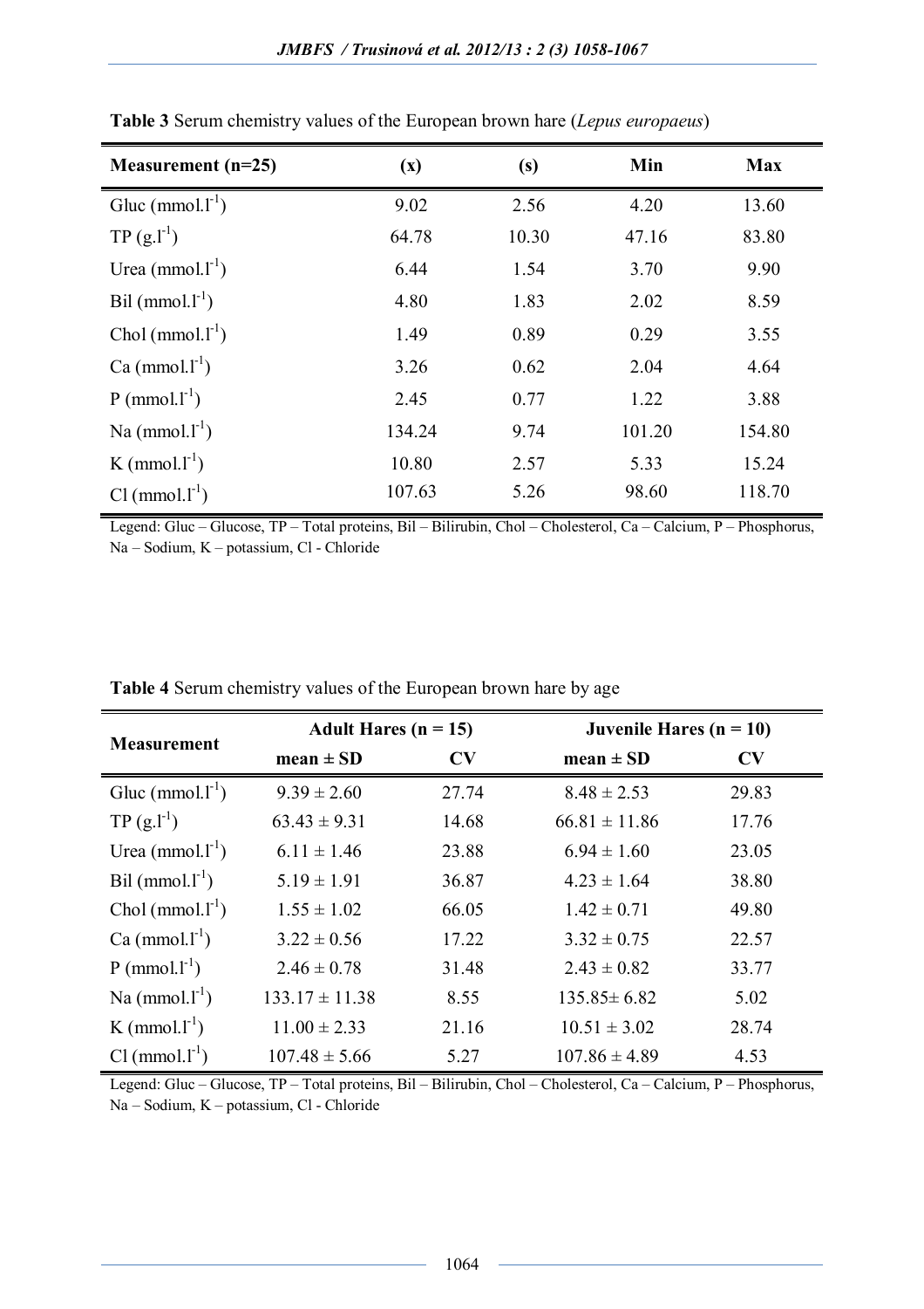**Table 3** Serum chemistry values of the European brown hare (*Lepus europaeus*)

| Measurement (n=25) | (x) | (s) | Min | Max |
|---|---|---|---|---|
| Gluc ($mmol.l^{-1}$) | 9.02 | 2.56 | 4.20 | 13.60 |
| TP ($g.l^{-1}$) | 64.78 | 10.30 | 47.16 | 83.80 |
| Urea ($mmol.l^{-1}$) | 6.44 | 1.54 | 3.70 | 9.90 |
| Bil ($mmol.l^{-1}$) | 4.80 | 1.83 | 2.02 | 8.59 |
| Chol ($mmol.l^{-1}$) | 1.49 | 0.89 | 0.29 | 3.55 |
| Ca ($mmol.l^{-1}$) | 3.26 | 0.62 | 2.04 | 4.64 |
| P ($mmol.l^{-1}$) | 2.45 | 0.77 | 1.22 | 3.88 |
| Na ($mmol.l^{-1}$) | 134.24 | 9.74 | 101.20 | 154.80 |
| K ($mmol.l^{-1}$) | 10.80 | 2.57 | 5.33 | 15.24 |
| Cl ($mmol.l^{-1}$) | 107.63 | 5.26 | 98.60 | 118.70 |

Legend: Gluc – Glucose, TP – Total proteins, Bil – Bilirubin, Chol – Cholesterol, Ca – Calcium, P – Phosphorus, Na – Sodium, K – potassium, Cl - Chloride

**Table 4** Serum chemistry values of the European brown hare by age

| Measurement | Adult Hares (n = 15) | | Juvenile Hares (n = 10) | |
|---|---|---|---|---|
| | mean ± SD | CV | mean ± SD | CV |
| Gluc ($mmol.l^{-1}$) | 9.39 ± 2.60 | 27.74 | 8.48 ± 2.53 | 29.83 |
| TP ($g.l^{-1}$) | 63.43 ± 9.31 | 14.68 | 66.81 ± 11.86 | 17.76 |
| Urea ($mmol.l^{-1}$) | 6.11 ± 1.46 | 23.88 | 6.94 ± 1.60 | 23.05 |
| Bil ($mmol.l^{-1}$) | 5.19 ± 1.91 | 36.87 | 4.23 ± 1.64 | 38.80 |
| Chol ($mmol.l^{-1}$) | 1.55 ± 1.02 | 66.05 | 1.42 ± 0.71 | 49.80 |
| Ca ($mmol.l^{-1}$) | 3.22 ± 0.56 | 17.22 | 3.32 ± 0.75 | 22.57 |
| P ($mmol.l^{-1}$) | 2.46 ± 0.78 | 31.48 | 2.43 ± 0.82 | 33.77 |
| Na ($mmol.l^{-1}$) | 133.17 ± 11.38 | 8.55 | 135.85± 6.82 | 5.02 |
| K ($mmol.l^{-1}$) | 11.00 ± 2.33 | 21.16 | 10.51 ± 3.02 | 28.74 |
| Cl ($mmol.l^{-1}$) | 107.48 ± 5.66 | 5.27 | 107.86 ± 4.89 | 4.53 |

Legend: Gluc – Glucose, TP – Total proteins, Bil – Bilirubin, Chol – Cholesterol, Ca – Calcium, P – Phosphorus, Na – Sodium, K – potassium, Cl - Chloride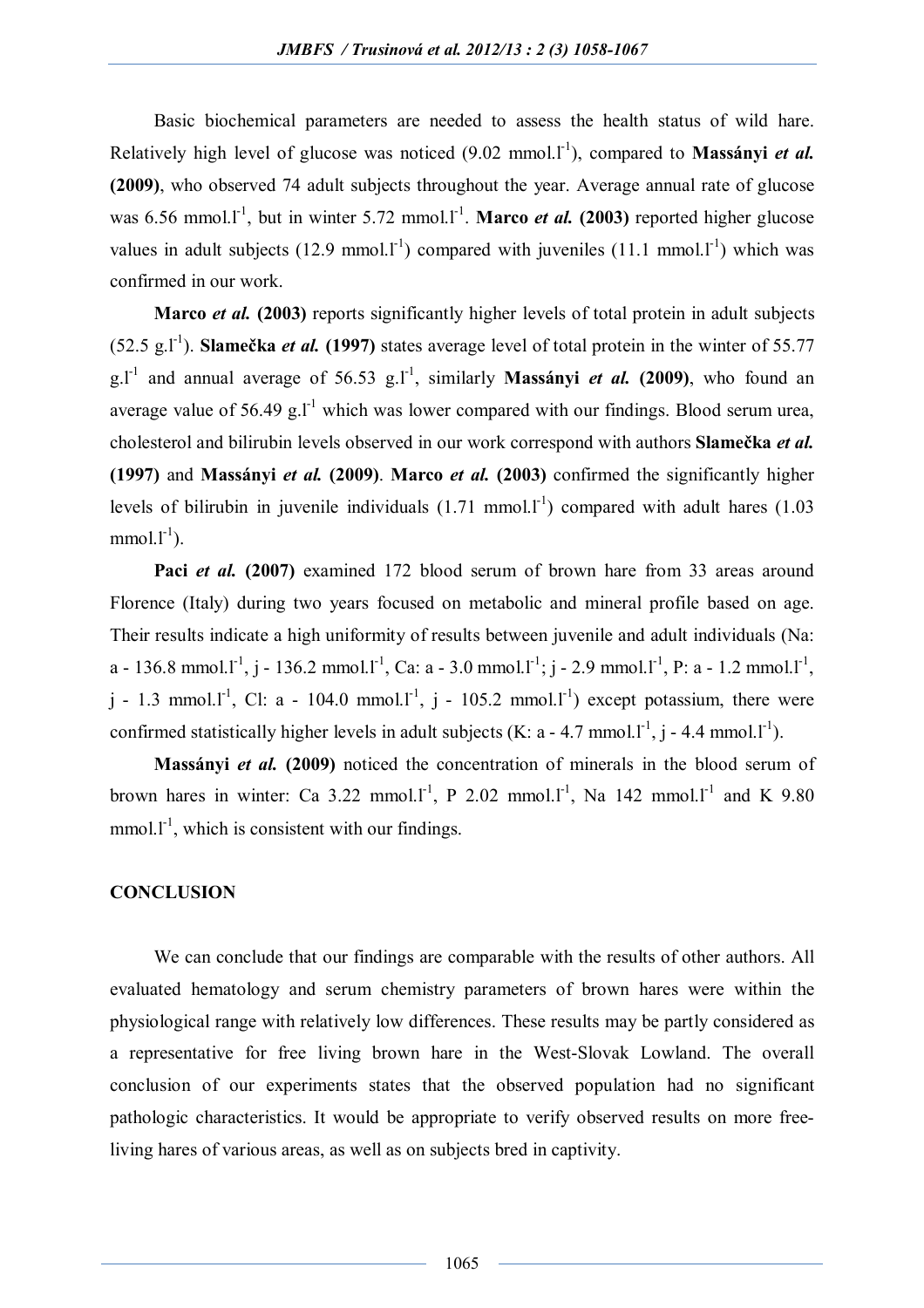Basic biochemical parameters are needed to assess the health status of wild hare. Relatively high level of glucose was noticed (9.02 $mmol.l^{-1}$), compared to **Massányi *et al.* (2009)**, who observed 74 adult subjects throughout the year. Average annual rate of glucose was 6.56 $mmol.l^{-1}$, but in winter 5.72 $mmol.l^{-1}$. **Marco *et al.* (2003)** reported higher glucose values in adult subjects (12.9 $mmol.l^{-1}$) compared with juveniles (11.1 $mmol.l^{-1}$) which was confirmed in our work.

**Marco *et al.* (2003)** reports significantly higher levels of total protein in adult subjects (52.5 $g.l^{-1}$). **Slamečka *et al.* (1997)** states average level of total protein in the winter of 55.77 $g.l^{-1}$ and annual average of 56.53 $g.l^{-1}$, similarly **Massányi *et al.* (2009)**, who found an average value of 56.49 $g.l^{-1}$ which was lower compared with our findings. Blood serum urea, cholesterol and bilirubin levels observed in our work correspond with authors **Slamečka *et al.* (1997)** and **Massányi *et al.* (2009)**. **Marco *et al.* (2003)** confirmed the significantly higher levels of bilirubin in juvenile individuals (1.71 $mmol.l^{-1}$) compared with adult hares (1.03 $mmol.l^{-1}$).

**Paci *et al.* (2007)** examined 172 blood serum of brown hare from 33 areas around Florence (Italy) during two years focused on metabolic and mineral profile based on age. Their results indicate a high uniformity of results between juvenile and adult individuals (Na: a - 136.8 $mmol.l^{-1}$, j - 136.2 $mmol.l^{-1}$, Ca: a - 3.0 $mmol.l^{-1}$; j - 2.9 $mmol.l^{-1}$, P: a - 1.2 $mmol.l^{-1}$, j - 1.3 $mmol.l^{-1}$, Cl: a - 104.0 $mmol.l^{-1}$, j - 105.2 $mmol.l^{-1}$) except potassium, there were confirmed statistically higher levels in adult subjects (K: a - 4.7 $mmol.l^{-1}$, j - 4.4 $mmol.l^{-1}$).

**Massányi *et al.* (2009)** noticed the concentration of minerals in the blood serum of brown hares in winter: Ca 3.22 $mmol.l^{-1}$, P 2.02 $mmol.l^{-1}$, Na 142 $mmol.l^{-1}$ and K 9.80 $mmol.l^{-1}$, which is consistent with our findings.

## CONCLUSION

We can conclude that our findings are comparable with the results of other authors. All evaluated hematology and serum chemistry parameters of brown hares were within the physiological range with relatively low differences. These results may be partly considered as a representative for free living brown hare in the West-Slovak Lowland. The overall conclusion of our experiments states that the observed population had no significant pathologic characteristics. It would be appropriate to verify observed results on more free-living hares of various areas, as well as on subjects bred in captivity.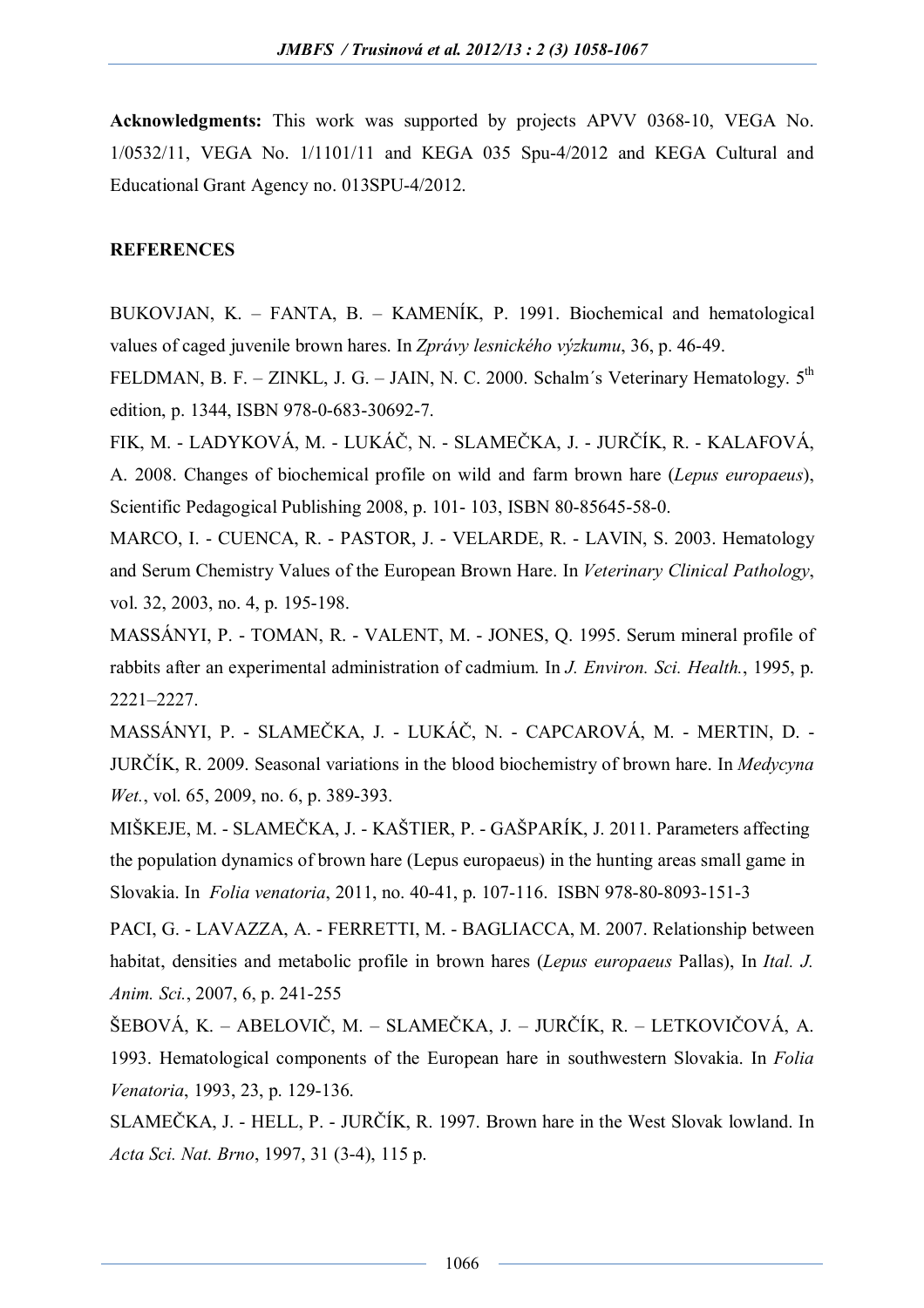**Acknowledgments:** This work was supported by projects APVV 0368-10, VEGA No. 1/0532/11, VEGA No. 1/1101/11 and KEGA 035 Spu-4/2012 and KEGA Cultural and Educational Grant Agency no. 013SPU-4/2012.

**REFERENCES**

BUKOVJAN, K. – FANTA, B. – KAMENÍK, P. 1991. Biochemical and hematological values of caged juvenile brown hares. In *Zprávy lesnického výzkumu*, 36, p. 46-49.

FELDMAN, B. F. – ZINKL, J. G. – JAIN, N. C. 2000. Schalm´s Veterinary Hematology. 5$^{th}$ edition, p. 1344, ISBN 978-0-683-30692-7.

FIK, M. - LADYKOVÁ, M. - LUKÁČ, N. - SLAMEČKA, J. - JURČÍK, R. - KALAFOVÁ, A. 2008. Changes of biochemical profile on wild and farm brown hare (*Lepus europaeus*), Scientific Pedagogical Publishing 2008, p. 101- 103, ISBN 80-85645-58-0.

MARCO, I. - CUENCA, R. - PASTOR, J. - VELARDE, R. - LAVIN, S. 2003. Hematology and Serum Chemistry Values of the European Brown Hare. In *Veterinary Clinical Pathology*, vol. 32, 2003, no. 4, p. 195-198.

MASSÁNYI, P. - TOMAN, R. - VALENT, M. - JONES, Q. 1995. Serum mineral profile of rabbits after an experimental administration of cadmium. In *J. Environ. Sci. Health.*, 1995, p. 2221–2227.

MASSÁNYI, P. - SLAMEČKA, J. - LUKÁČ, N. - CAPCAROVÁ, M. - MERTIN, D. - JURČÍK, R. 2009. Seasonal variations in the blood biochemistry of brown hare. In *Medycyna Wet.*, vol. 65, 2009, no. 6, p. 389-393.

MIŠKEJE, M. - SLAMEČKA, J. - KAŠTIER, P. - GAŠPARÍK, J. 2011. Parameters affecting the population dynamics of brown hare (Lepus europaeus) in the hunting areas small game in Slovakia. In *Folia venatoria*, 2011, no. 40-41, p. 107-116. ISBN 978-80-8093-151-3

PACI, G. - LAVAZZA, A. - FERRETTI, M. - BAGLIACCA, M. 2007. Relationship between habitat, densities and metabolic profile in brown hares (*Lepus europaeus* Pallas), In *Ital. J. Anim. Sci.*, 2007, 6, p. 241-255

ŠEBOVÁ, K. – ABELOVIČ, M. – SLAMEČKA, J. – JURČÍK, R. – LETKOVIČOVÁ, A. 1993. Hematological components of the European hare in southwestern Slovakia. In *Folia Venatoria*, 1993, 23, p. 129-136.

SLAMEČKA, J. - HELL, P. - JURČÍK, R. 1997. Brown hare in the West Slovak lowland. In *Acta Sci. Nat. Brno*, 1997, 31 (3-4), 115 p.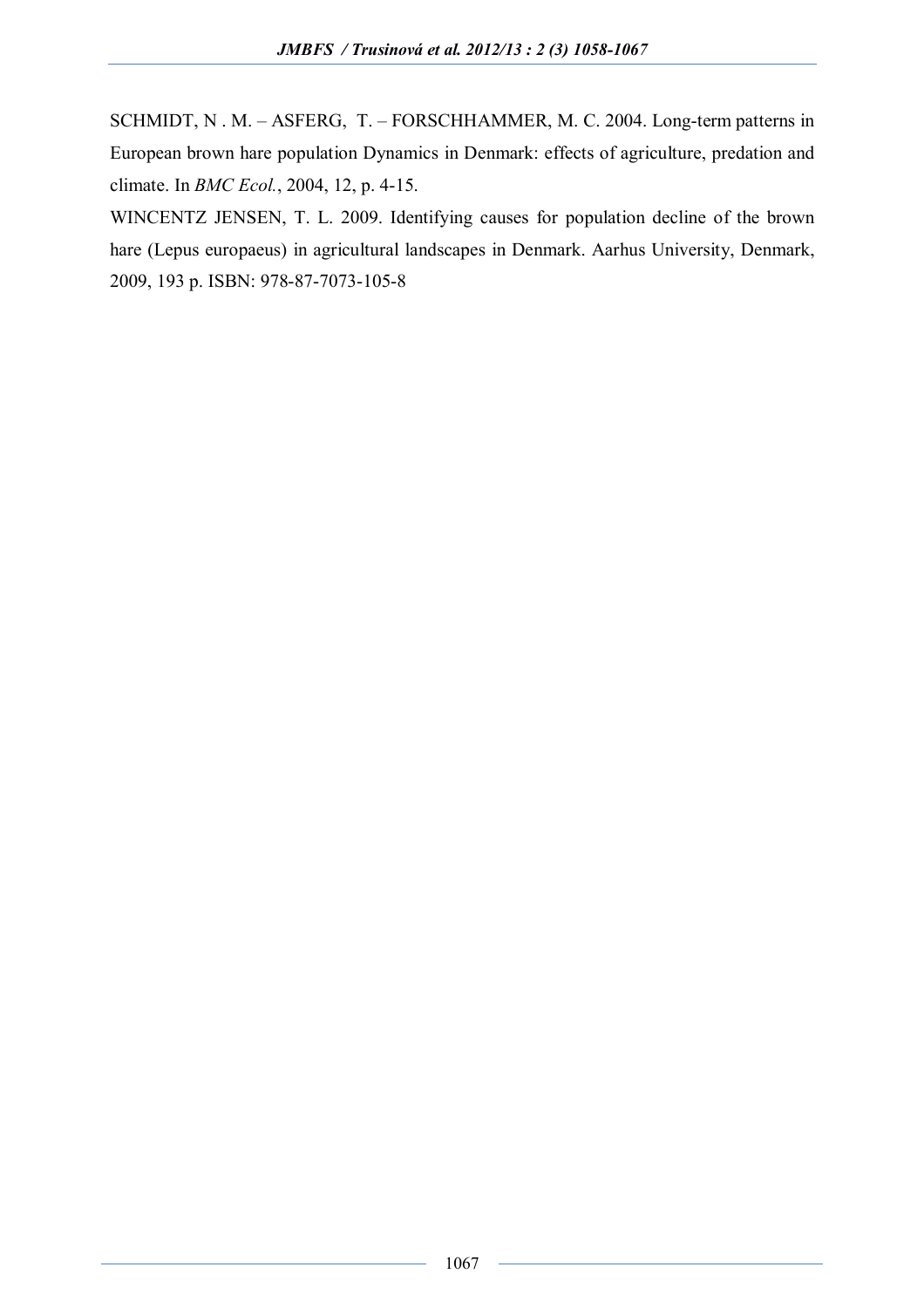SCHMIDT, N . M. – ASFERG, T. – FORSCHHAMMER, M. C. 2004. Long-term patterns in European brown hare population Dynamics in Denmark: effects of agriculture, predation and climate. In *BMC Ecol.*, 2004, 12, p. 4-15.

WINCENTZ JENSEN, T. L. 2009. Identifying causes for population decline of the brown hare (Lepus europaeus) in agricultural landscapes in Denmark. Aarhus University, Denmark, 2009, 193 p. ISBN: 978-87-7073-105-8